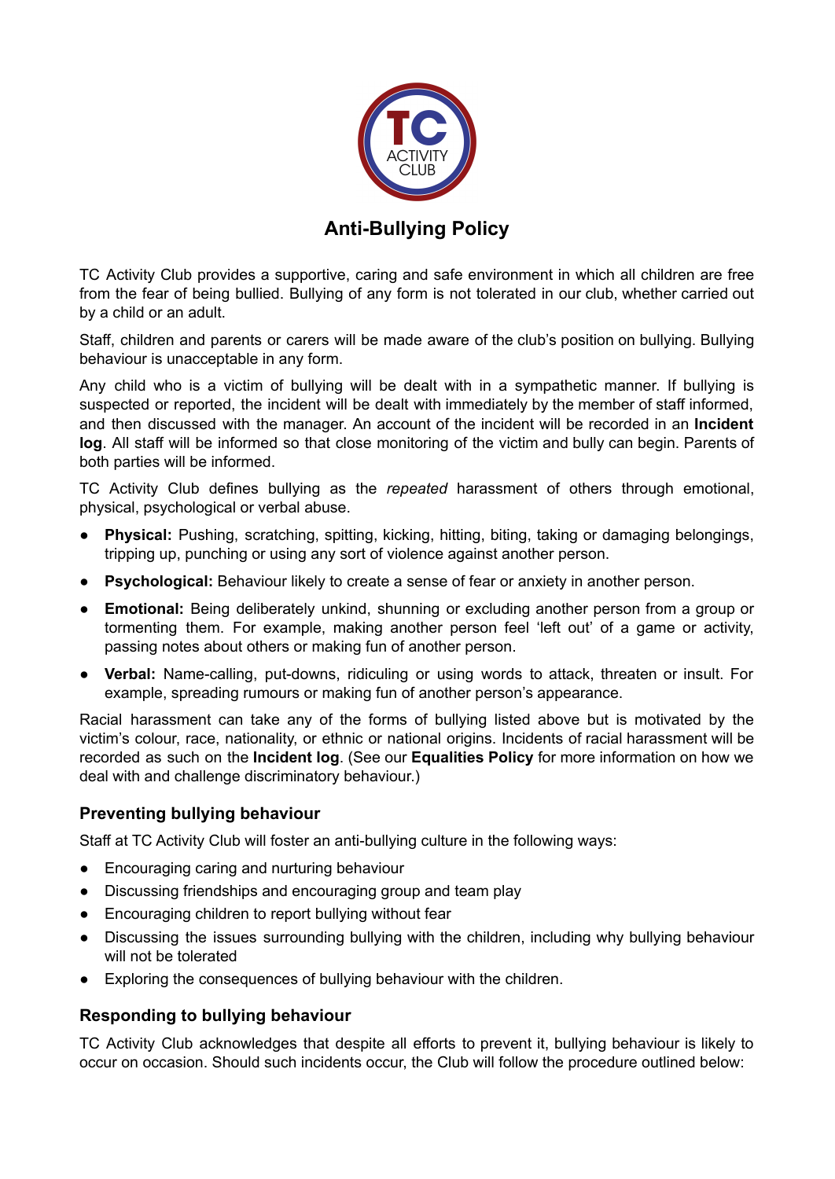# Anti-Bullying Policy

TC Activity Club provides a supportive, caring and safe environment in which all children are free from the fear of being bullied. Bullying of any form is not tolerated in our club, whether carried out by a child or an adult.

Staff, children and parents or carers will be made aware of the club's position on bullying. Bullying behaviour is unacceptable in any form.

Any child who is a victim of bullying will be dealt with in a sympathetic manner. If bullying is suspected or reported, the incident will be dealt with immediately by the member of staff informed, and then discussed with the manager. An account of the incident will be recorded in an **Incident log**. All staff will be informed so that close monitoring of the victim and bully can begin. Parents of both parties will be informed.

TC Activity Club defines bullying as the *repeated* harassment of others through emotional, physical, psychological or verbal abuse.

- **Physical:** Pushing, scratching, spitting, kicking, hitting, biting, taking or damaging belongings, tripping up, punching or using any sort of violence against another person.
- **Psychological:** Behaviour likely to create a sense of fear or anxiety in another person.
- **Emotional:** Being deliberately unkind, shunning or excluding another person from a group or tormenting them. For example, making another person feel 'left out' of a game or activity, passing notes about others or making fun of another person.
- **Verbal:** Name-calling, put-downs, ridiculing or using words to attack, threaten or insult. For example, spreading rumours or making fun of another person's appearance.

Racial harassment can take any of the forms of bullying listed above but is motivated by the victim's colour, race, nationality, or ethnic or national origins. Incidents of racial harassment will be recorded as such on the **Incident log**. (See our **Equalities Policy** for more information on how we deal with and challenge discriminatory behaviour.)

## Preventing bullying behaviour

Staff at TC Activity Club will foster an anti-bullying culture in the following ways:

- Encouraging caring and nurturing behaviour
- Discussing friendships and encouraging group and team play
- Encouraging children to report bullying without fear
- Discussing the issues surrounding bullying with the children, including why bullying behaviour will not be tolerated
- Exploring the consequences of bullying behaviour with the children.

## Responding to bullying behaviour

TC Activity Club acknowledges that despite all efforts to prevent it, bullying behaviour is likely to occur on occasion. Should such incidents occur, the Club will follow the procedure outlined below: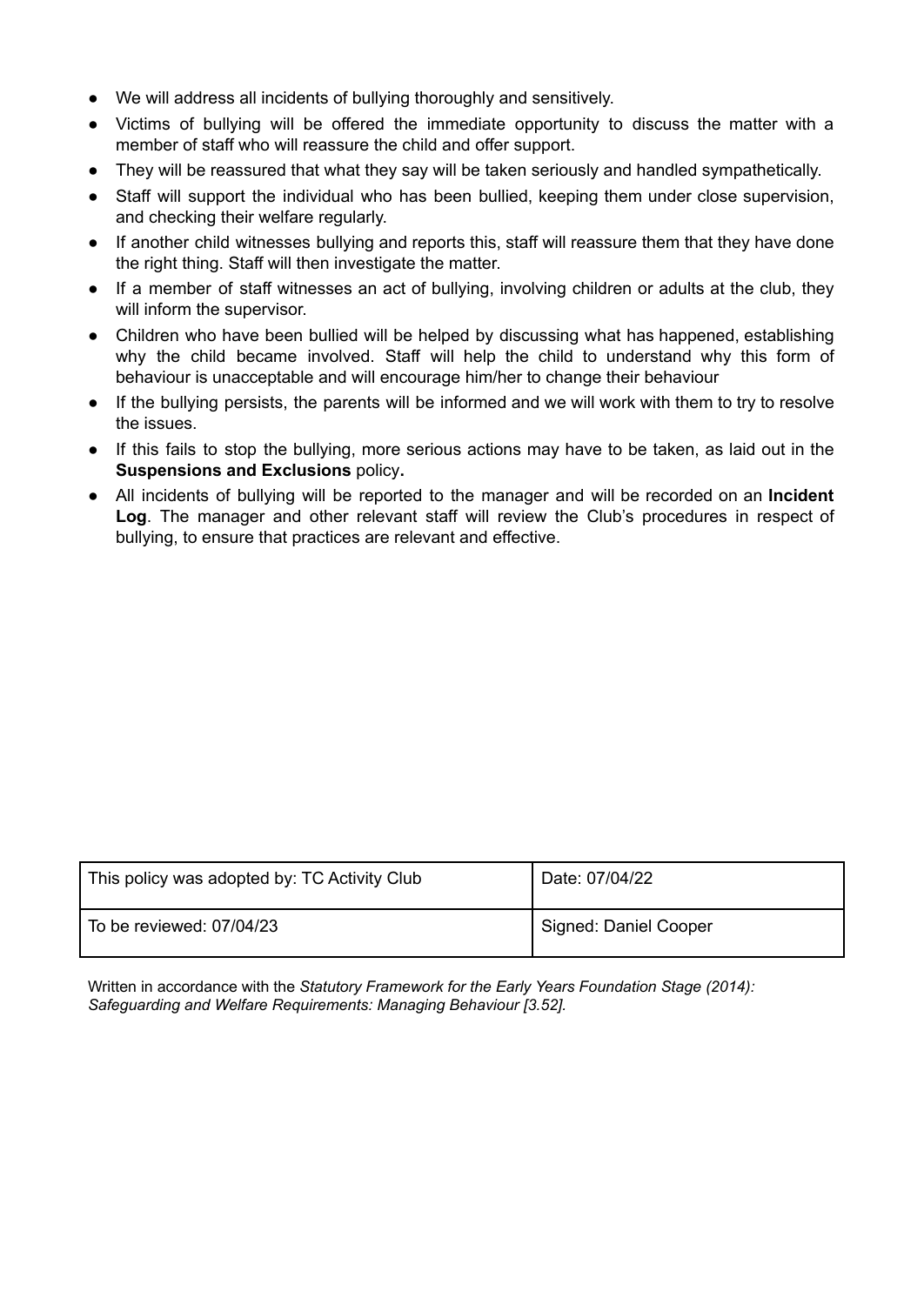- We will address all incidents of bullying thoroughly and sensitively.
- Victims of bullying will be offered the immediate opportunity to discuss the matter with a member of staff who will reassure the child and offer support.
- They will be reassured that what they say will be taken seriously and handled sympathetically.
- Staff will support the individual who has been bullied, keeping them under close supervision, and checking their welfare regularly.
- If another child witnesses bullying and reports this, staff will reassure them that they have done the right thing. Staff will then investigate the matter.
- If a member of staff witnesses an act of bullying, involving children or adults at the club, they will inform the supervisor.
- Children who have been bullied will be helped by discussing what has happened, establishing why the child became involved. Staff will help the child to understand why this form of behaviour is unacceptable and will encourage him/her to change their behaviour
- If the bullying persists, the parents will be informed and we will work with them to try to resolve the issues.
- If this fails to stop the bullying, more serious actions may have to be taken, as laid out in the **Suspensions and Exclusions** policy**.**
- All incidents of bullying will be reported to the manager and will be recorded on an **Incident Log**. The manager and other relevant staff will review the Club's procedures in respect of bullying, to ensure that practices are relevant and effective.

| | |
|---|---|
| This policy was adopted by: TC Activity Club | Date: 07/04/22 |
| To be reviewed: 07/04/23 | Signed: Daniel Cooper |

Written in accordance with the *Statutory Framework for the Early Years Foundation Stage (2014): Safeguarding and Welfare Requirements: Managing Behaviour [3.52].*